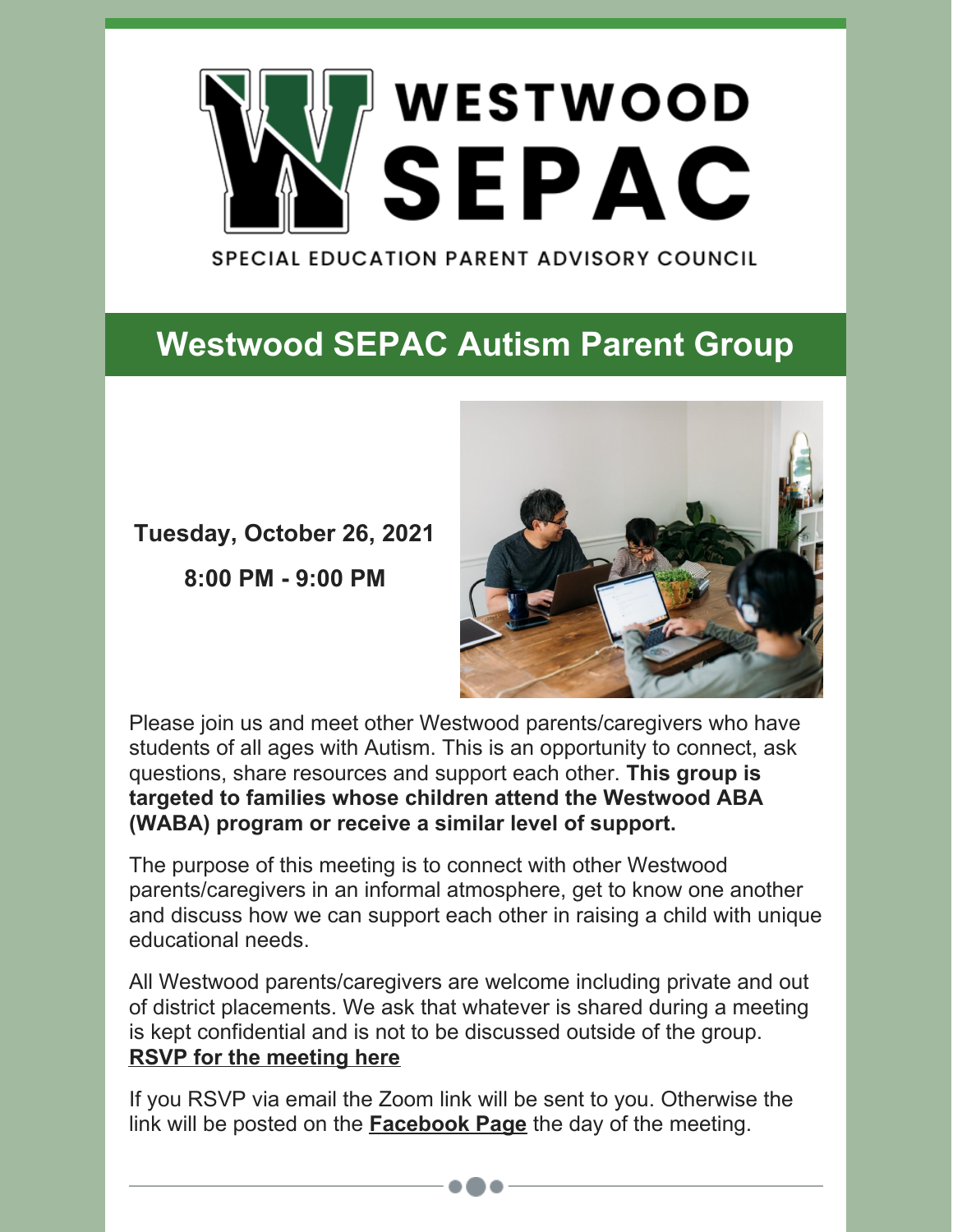WESTWOOD SEPAC

SPECIAL EDUCATION PARENT ADVISORY COUNCIL

# Westwood SEPAC Autism Parent Group

**Tuesday, October 26, 2021**

**8:00 PM - 9:00 PM**

Please join us and meet other Westwood parents/caregivers who have students of all ages with Autism. This is an opportunity to connect, ask questions, share resources and support each other. **This group is targeted to families whose children attend the Westwood ABA (WABA) program or receive a similar level of support.**

The purpose of this meeting is to connect with other Westwood parents/caregivers in an informal atmosphere, get to know one another and discuss how we can support each other in raising a child with unique educational needs.

All Westwood parents/caregivers are welcome including private and out of district placements. We ask that whatever is shared during a meeting is kept confidential and is not to be discussed outside of the group. **RSVP for the meeting here**

If you RSVP via email the Zoom link will be sent to you. Otherwise the link will be posted on the **Facebook Page** the day of the meeting.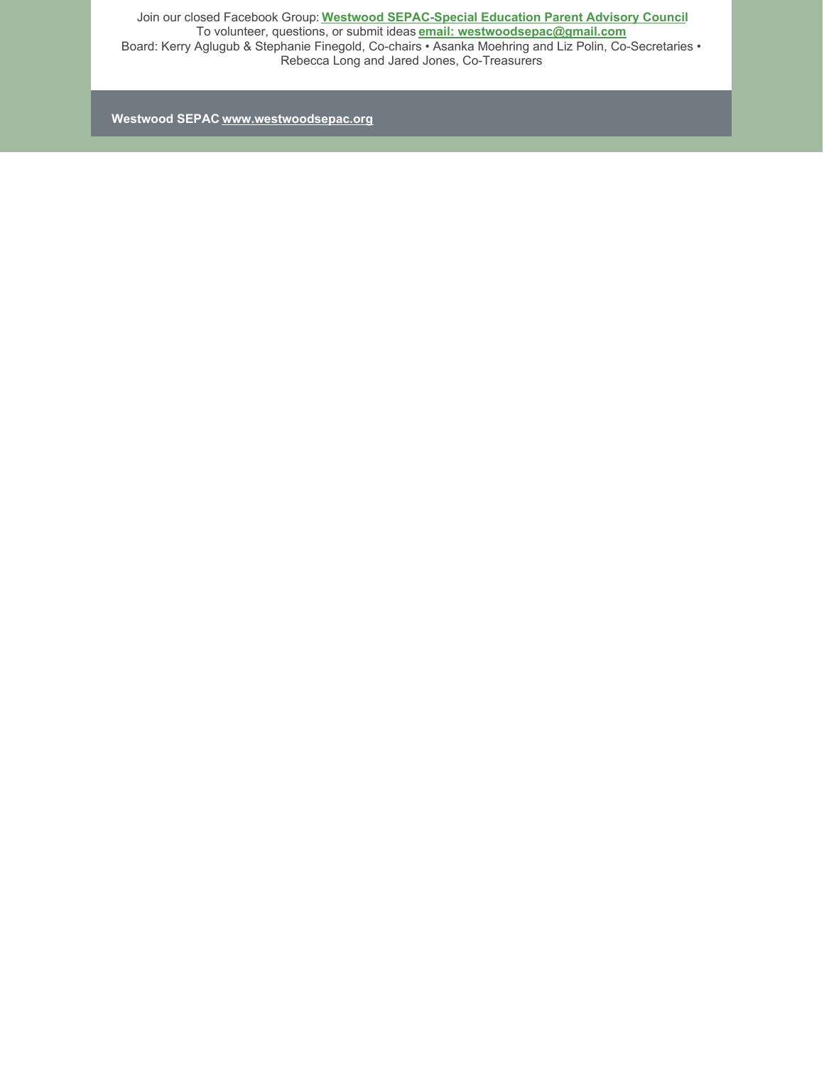Join our closed Facebook Group: **Westwood SEPAC-Special Education Parent Advisory Council**
To volunteer, questions, or submit ideas **email: westwoodsepac@gmail.com**
Board: Kerry Aglugub & Stephanie Finegold, Co-chairs • Asanka Moehring and Liz Polin, Co-Secretaries • Rebecca Long and Jared Jones, Co-Treasurers

**Westwood SEPAC www.westwoodsepac.org**